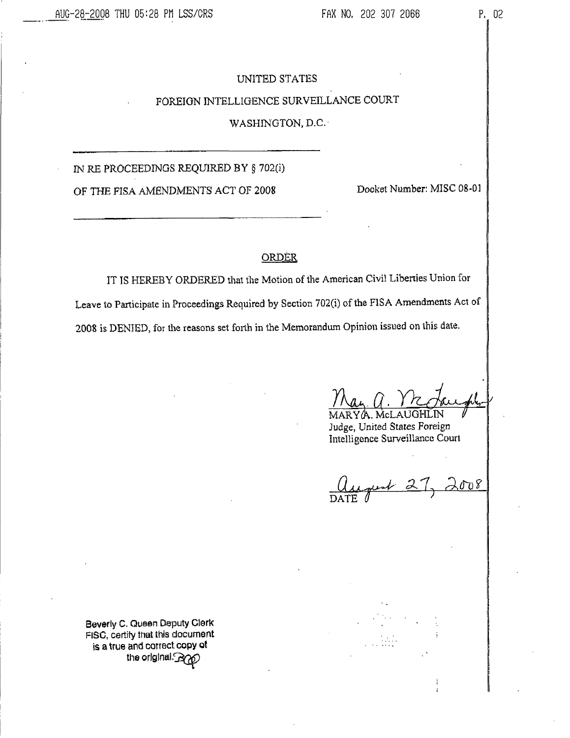UNITED STATES

FOREIGN INTELLIGENCE SURVEILLANCE COURT

WASHINGTON, D.C.

---

IN RE PROCEEDINGS REQUIRED BY § 702(i)

OF THE FISA AMENDMENTS ACT OF 2008 — Docket Number: MISC 08-01

---

## ORDER

IT IS HEREBY ORDERED that the Motion of the American Civil Liberties Union for Leave to Participate in Proceedings Required by Section 702(i) of the FISA Amendments Act of 2008 is DENIED, for the reasons set forth in the Memorandum Opinion issued on this date.

MARY A. McLAUGHLIN
Judge, United States Foreign Intelligence Surveillance Court

August 27, 2008
DATE

Beverly C. Queen Deputy Clerk FISC, certify that this document is a true and correct copy of the original.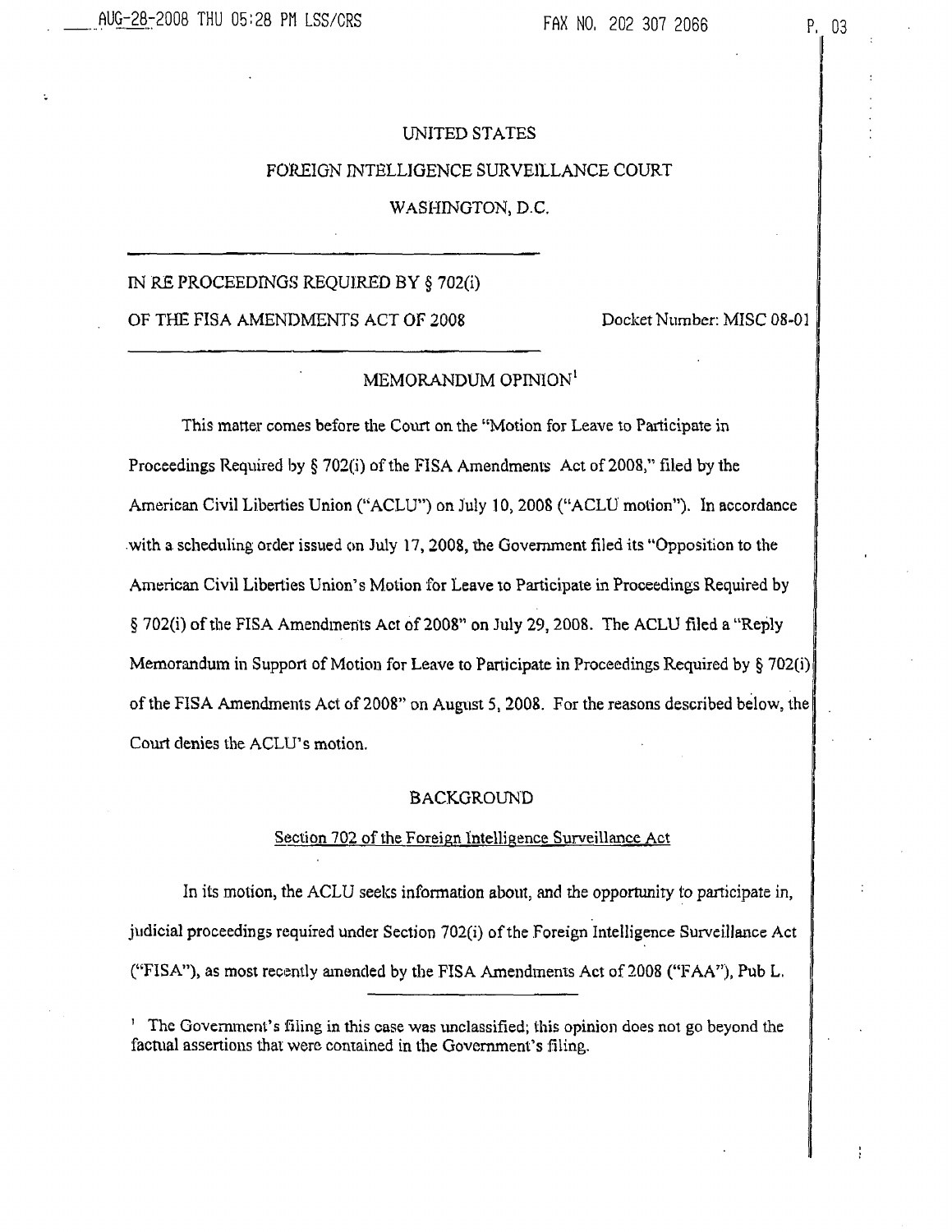UNITED STATES

FOREIGN INTELLIGENCE SURVEILLANCE COURT

WASHINGTON, D.C.

---

IN RE PROCEEDINGS REQUIRED BY § 702(i)

OF THE FISA AMENDMENTS ACT OF 2008 — Docket Number: MISC 08-01

---

## MEMORANDUM OPINION[1]

This matter comes before the Court on the "Motion for Leave to Participate in Proceedings Required by § 702(i) of the FISA Amendments Act of 2008," filed by the American Civil Liberties Union ("ACLU") on July 10, 2008 ("ACLU motion"). In accordance with a scheduling order issued on July 17, 2008, the Government filed its "Opposition to the American Civil Liberties Union's Motion for Leave to Participate in Proceedings Required by § 702(i) of the FISA Amendments Act of 2008" on July 29, 2008. The ACLU filed a "Reply Memorandum in Support of Motion for Leave to Participate in Proceedings Required by § 702(i) of the FISA Amendments Act of 2008" on August 5, 2008. For the reasons described below, the Court denies the ACLU's motion.

## BACKGROUND

### Section 702 of the Foreign Intelligence Surveillance Act

In its motion, the ACLU seeks information about, and the opportunity to participate in, judicial proceedings required under Section 702(i) of the Foreign Intelligence Surveillance Act ("FISA"), as most recently amended by the FISA Amendments Act of 2008 ("FAA"), Pub L.

---

[1] The Government's filing in this case was unclassified; this opinion does not go beyond the factual assertions that were contained in the Government's filing.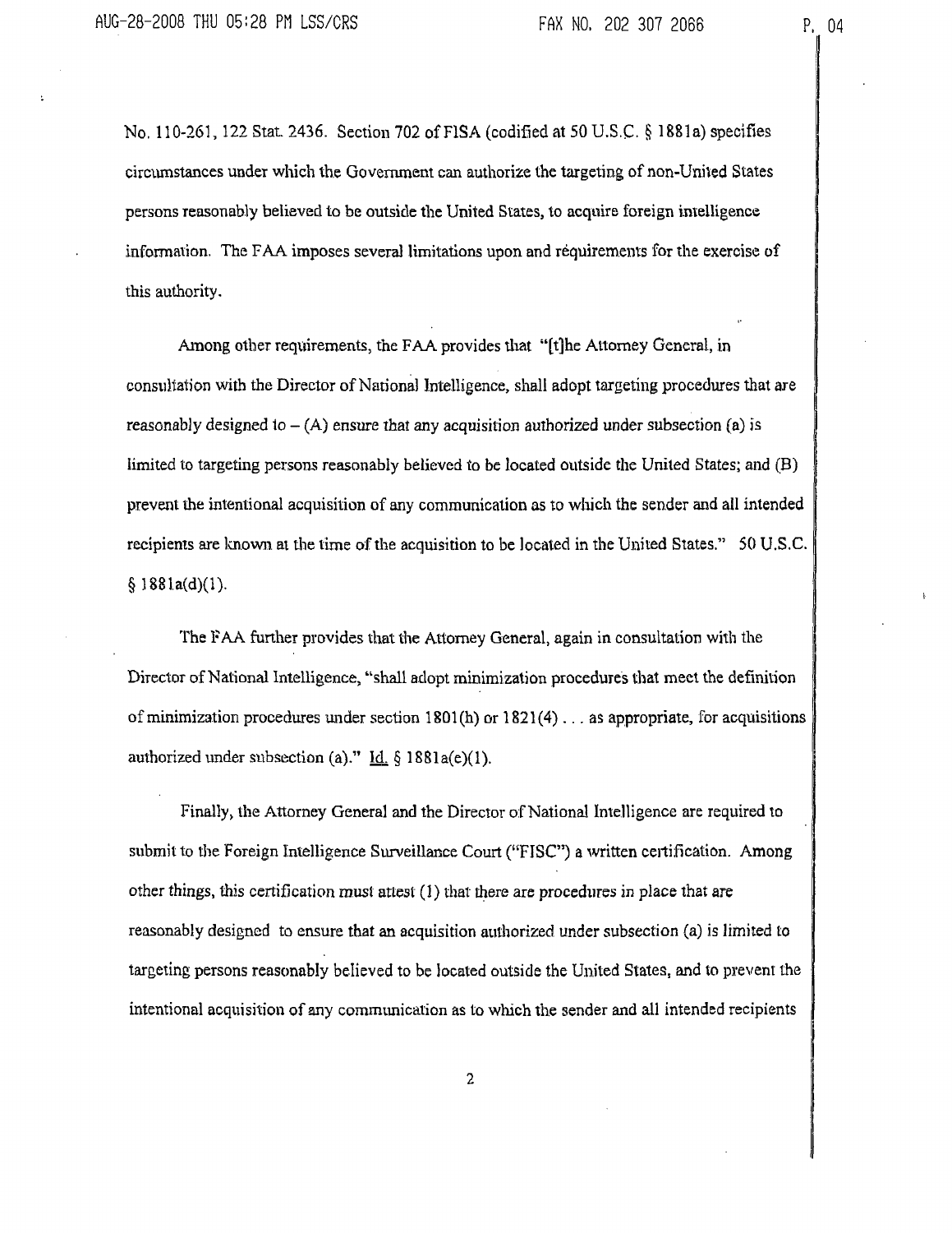No. 110-261, 122 Stat. 2436. Section 702 of FISA (codified at 50 U.S.C. § 1881a) specifies circumstances under which the Government can authorize the targeting of non-United States persons reasonably believed to be outside the United States, to acquire foreign intelligence information. The FAA imposes several limitations upon and requirements for the exercise of this authority.

Among other requirements, the FAA provides that "[t]he Attorney General, in consultation with the Director of National Intelligence, shall adopt targeting procedures that are reasonably designed to – (A) ensure that any acquisition authorized under subsection (a) is limited to targeting persons reasonably believed to be located outside the United States; and (B) prevent the intentional acquisition of any communication as to which the sender and all intended recipients are known at the time of the acquisition to be located in the United States." 50 U.S.C. § 1881a(d)(1).

The FAA further provides that the Attorney General, again in consultation with the Director of National Intelligence, "shall adopt minimization procedures that meet the definition of minimization procedures under section 1801(h) or 1821(4) . . . as appropriate, for acquisitions authorized under subsection (a)." Id. § 1881a(e)(1).

Finally, the Attorney General and the Director of National Intelligence are required to submit to the Foreign Intelligence Surveillance Court ("FISC") a written certification. Among other things, this certification must attest (1) that there are procedures in place that are reasonably designed to ensure that an acquisition authorized under subsection (a) is limited to targeting persons reasonably believed to be located outside the United States, and to prevent the intentional acquisition of any communication as to which the sender and all intended recipients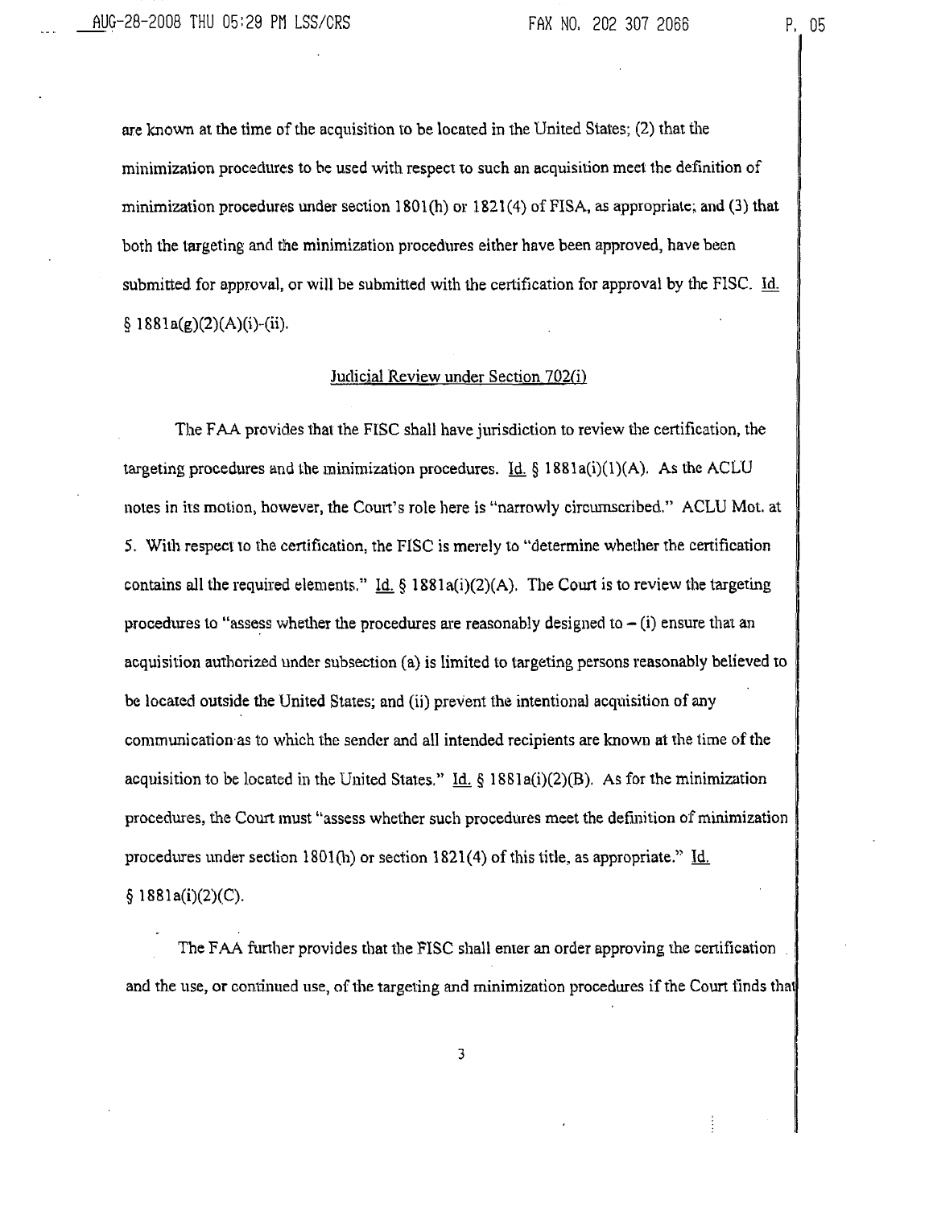are known at the time of the acquisition to be located in the United States; (2) that the minimization procedures to be used with respect to such an acquisition meet the definition of minimization procedures under section 1801(h) or 1821(4) of FISA, as appropriate; and (3) that both the targeting and the minimization procedures either have been approved, have been submitted for approval, or will be submitted with the certification for approval by the FISC. Id. § 1881a(g)(2)(A)(i)-(ii).

## Judicial Review under Section 702(i)

The FAA provides that the FISC shall have jurisdiction to review the certification, the targeting procedures and the minimization procedures. Id. § 1881a(i)(1)(A). As the ACLU notes in its motion, however, the Court's role here is "narrowly circumscribed." ACLU Mot. at 5. With respect to the certification, the FISC is merely to "determine whether the certification contains all the required elements." Id. § 1881a(i)(2)(A). The Court is to review the targeting procedures to "assess whether the procedures are reasonably designed to – (i) ensure that an acquisition authorized under subsection (a) is limited to targeting persons reasonably believed to be located outside the United States; and (ii) prevent the intentional acquisition of any communication as to which the sender and all intended recipients are known at the time of the acquisition to be located in the United States." Id. § 1881a(i)(2)(B). As for the minimization procedures, the Court must "assess whether such procedures meet the definition of minimization procedures under section 1801(h) or section 1821(4) of this title, as appropriate." Id. § 1881a(i)(2)(C).

The FAA further provides that the FISC shall enter an order approving the certification and the use, or continued use, of the targeting and minimization procedures if the Court finds that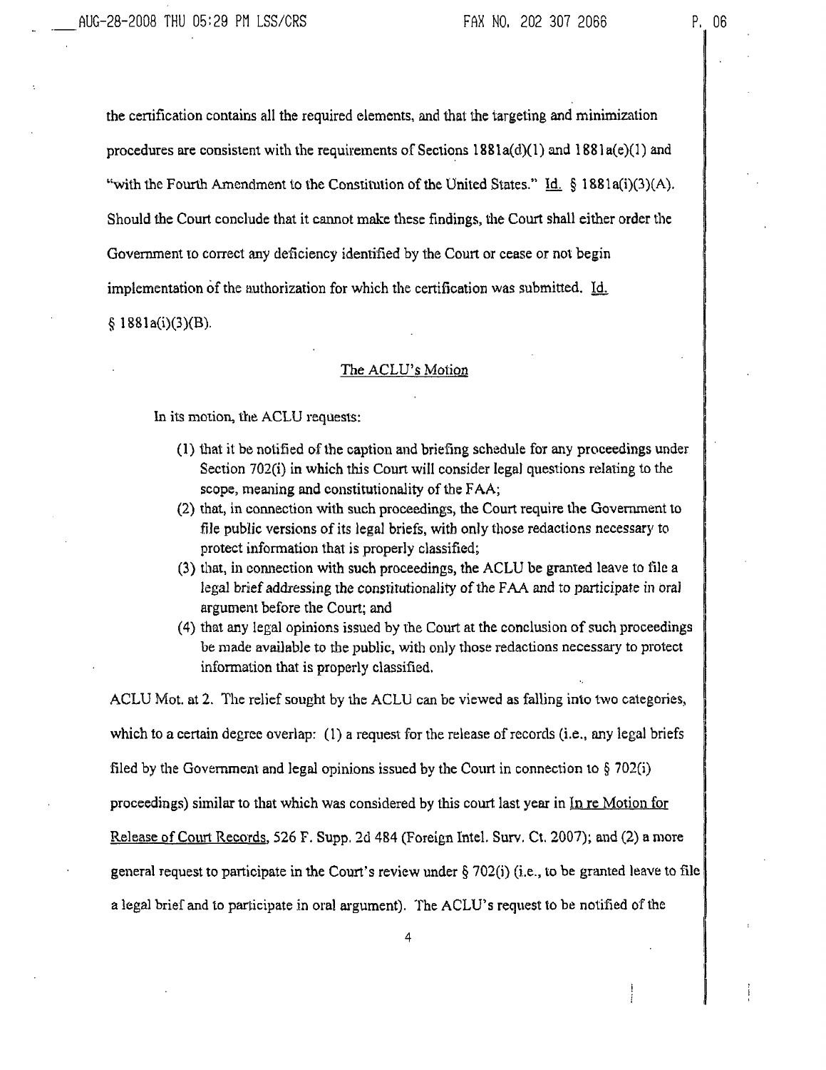the certification contains all the required elements, and that the targeting and minimization procedures are consistent with the requirements of Sections 1881a(d)(1) and 1881a(e)(1) and "with the Fourth Amendment to the Constitution of the United States." Id. § 1881a(i)(3)(A). Should the Court conclude that it cannot make these findings, the Court shall either order the Government to correct any deficiency identified by the Court or cease or not begin implementation of the authorization for which the certification was submitted. Id. § 1881a(i)(3)(B).

## The ACLU's Motion

In its motion, the ACLU requests:

(1) that it be notified of the caption and briefing schedule for any proceedings under Section 702(i) in which this Court will consider legal questions relating to the scope, meaning and constitutionality of the FAA;
(2) that, in connection with such proceedings, the Court require the Government to file public versions of its legal briefs, with only those redactions necessary to protect information that is properly classified;
(3) that, in connection with such proceedings, the ACLU be granted leave to file a legal brief addressing the constitutionality of the FAA and to participate in oral argument before the Court; and
(4) that any legal opinions issued by the Court at the conclusion of such proceedings be made available to the public, with only those redactions necessary to protect information that is properly classified.

ACLU Mot. at 2. The relief sought by the ACLU can be viewed as falling into two categories, which to a certain degree overlap: (1) a request for the release of records (i.e., any legal briefs filed by the Government and legal opinions issued by the Court in connection to § 702(i) proceedings) similar to that which was considered by this court last year in In re Motion for Release of Court Records, 526 F. Supp. 2d 484 (Foreign Intel. Surv. Ct. 2007); and (2) a more general request to participate in the Court's review under § 702(i) (i.e., to be granted leave to file a legal brief and to participate in oral argument). The ACLU's request to be notified of the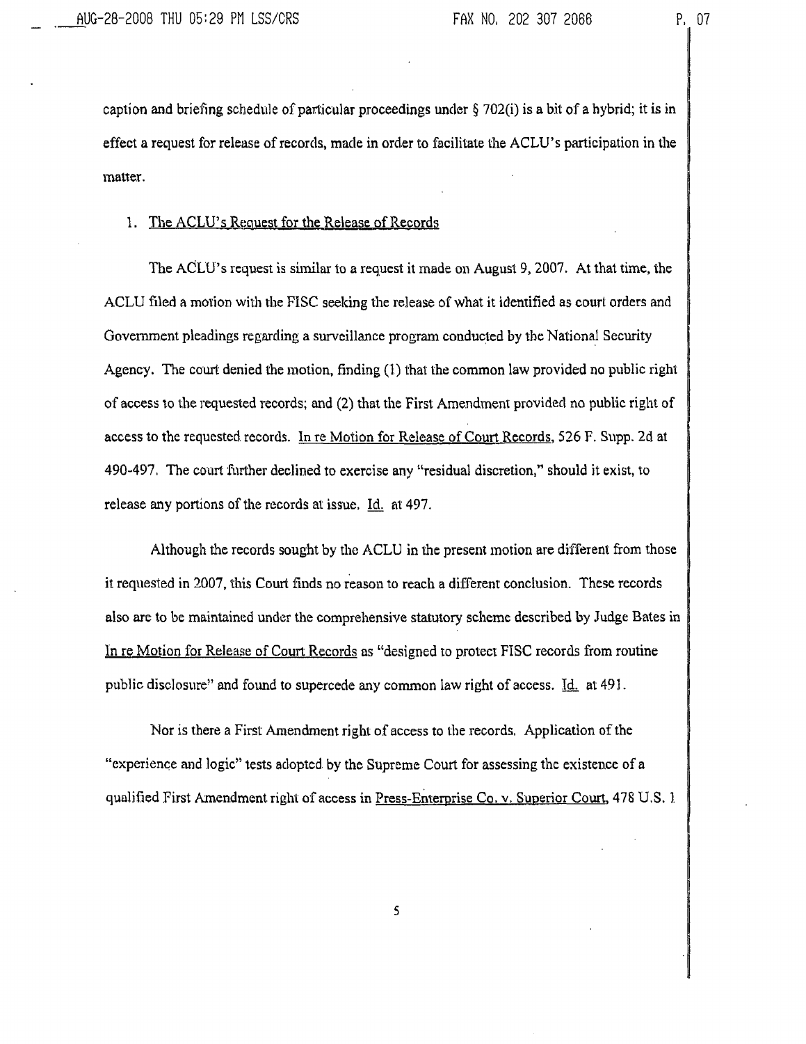caption and briefing schedule of particular proceedings under § 702(i) is a bit of a hybrid; it is in effect a request for release of records, made in order to facilitate the ACLU's participation in the matter.

1. The ACLU's Request for the Release of Records

The ACLU's request is similar to a request it made on August 9, 2007. At that time, the ACLU filed a motion with the FISC seeking the release of what it identified as court orders and Government pleadings regarding a surveillance program conducted by the National Security Agency. The court denied the motion, finding (1) that the common law provided no public right of access to the requested records; and (2) that the First Amendment provided no public right of access to the requested records. In re Motion for Release of Court Records, 526 F. Supp. 2d at 490-497. The court further declined to exercise any "residual discretion," should it exist, to release any portions of the records at issue. Id. at 497.

Although the records sought by the ACLU in the present motion are different from those it requested in 2007, this Court finds no reason to reach a different conclusion. These records also are to be maintained under the comprehensive statutory scheme described by Judge Bates in In re Motion for Release of Court Records as "designed to protect FISC records from routine public disclosure" and found to supercede any common law right of access. Id. at 491.

Nor is there a First Amendment right of access to the records. Application of the "experience and logic" tests adopted by the Supreme Court for assessing the existence of a qualified First Amendment right of access in Press-Enterprise Co. v. Superior Court, 478 U.S. 1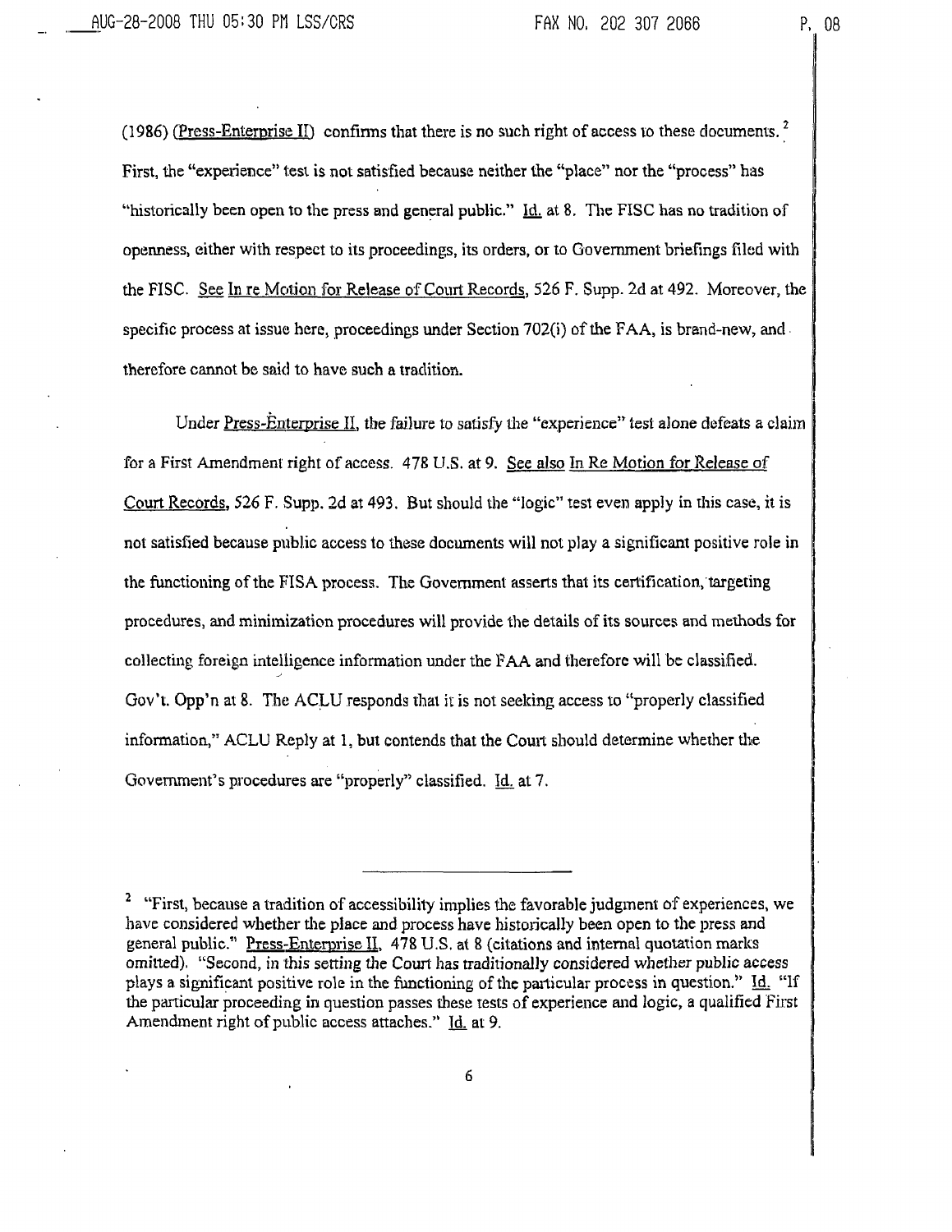(1986) (Press-Enterprise II) confirms that there is no such right of access to these documents.[2] First, the "experience" test is not satisfied because neither the "place" nor the "process" has "historically been open to the press and general public." Id. at 8. The FISC has no tradition of openness, either with respect to its proceedings, its orders, or to Government briefings filed with the FISC. See In re Motion for Release of Court Records, 526 F. Supp. 2d at 492. Moreover, the specific process at issue here, proceedings under Section 702(i) of the FAA, is brand-new, and therefore cannot be said to have such a tradition.

Under Press-Enterprise II, the failure to satisfy the "experience" test alone defeats a claim for a First Amendment right of access. 478 U.S. at 9. See also In Re Motion for Release of Court Records, 526 F. Supp. 2d at 493. But should the "logic" test even apply in this case, it is not satisfied because public access to these documents will not play a significant positive role in the functioning of the FISA process. The Government asserts that its certification, targeting procedures, and minimization procedures will provide the details of its sources and methods for collecting foreign intelligence information under the FAA and therefore will be classified. Gov't. Opp'n at 8. The ACLU responds that it is not seeking access to "properly classified information," ACLU Reply at 1, but contends that the Court should determine whether the Government's procedures are "properly" classified. Id. at 7.

---

[2] "First, because a tradition of accessibility implies the favorable judgment of experiences, we have considered whether the place and process have historically been open to the press and general public." Press-Enterprise II, 478 U.S. at 8 (citations and internal quotation marks omitted). "Second, in this setting the Court has traditionally considered whether public access plays a significant positive role in the functioning of the particular process in question." Id. "If the particular proceeding in question passes these tests of experience and logic, a qualified First Amendment right of public access attaches." Id. at 9.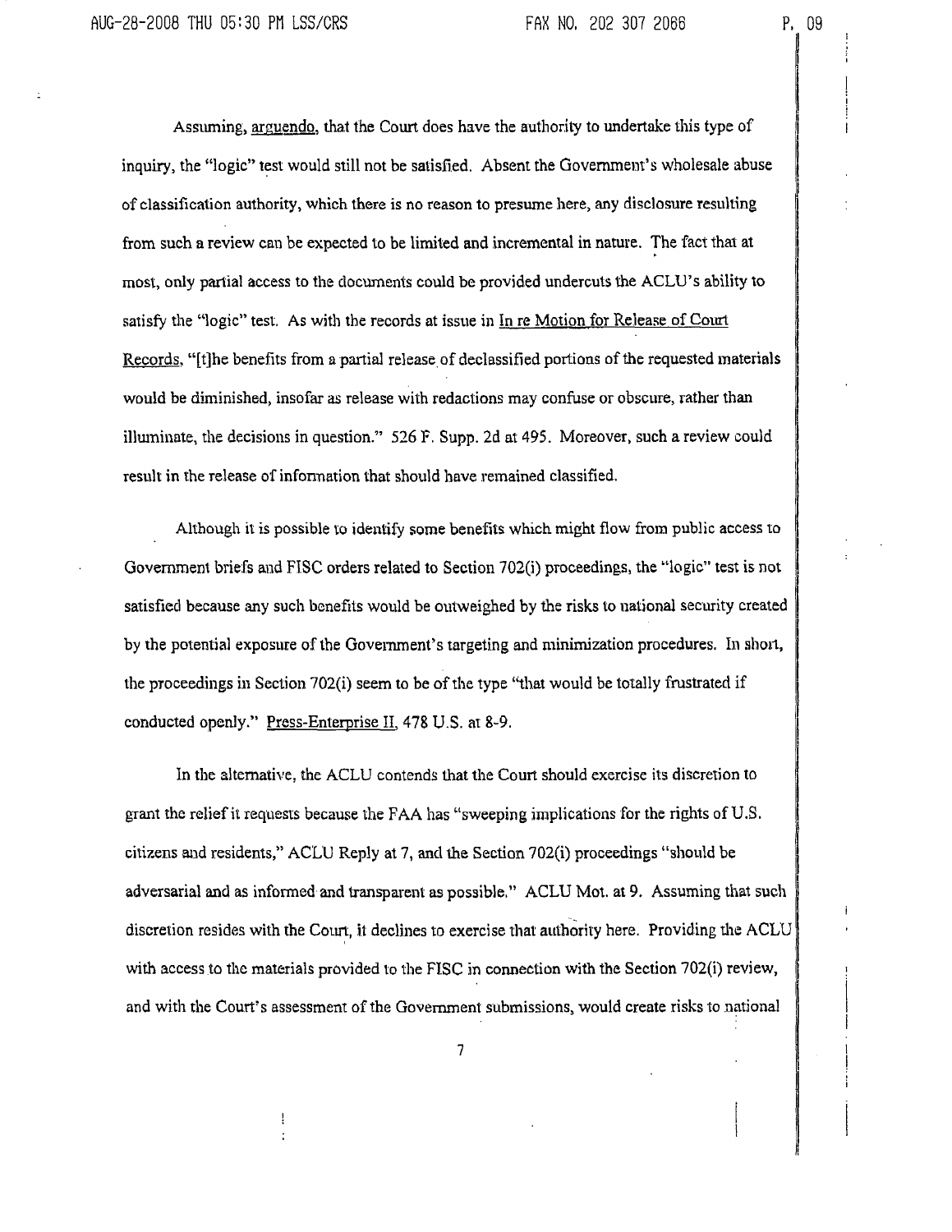Assuming, arguendo, that the Court does have the authority to undertake this type of inquiry, the "logic" test would still not be satisfied. Absent the Government's wholesale abuse of classification authority, which there is no reason to presume here, any disclosure resulting from such a review can be expected to be limited and incremental in nature. The fact that at most, only partial access to the documents could be provided undercuts the ACLU's ability to satisfy the "logic" test. As with the records at issue in In re Motion for Release of Court Records, "[t]he benefits from a partial release of declassified portions of the requested materials would be diminished, insofar as release with redactions may confuse or obscure, rather than illuminate, the decisions in question." 526 F. Supp. 2d at 495. Moreover, such a review could result in the release of information that should have remained classified.

Although it is possible to identify some benefits which might flow from public access to Government briefs and FISC orders related to Section 702(i) proceedings, the "logic" test is not satisfied because any such benefits would be outweighed by the risks to national security created by the potential exposure of the Government's targeting and minimization procedures. In short, the proceedings in Section 702(i) seem to be of the type "that would be totally frustrated if conducted openly." Press-Enterprise II, 478 U.S. at 8-9.

In the alternative, the ACLU contends that the Court should exercise its discretion to grant the relief it requests because the FAA has "sweeping implications for the rights of U.S. citizens and residents," ACLU Reply at 7, and the Section 702(i) proceedings "should be adversarial and as informed and transparent as possible." ACLU Mot. at 9. Assuming that such discretion resides with the Court, it declines to exercise that authority here. Providing the ACLU with access to the materials provided to the FISC in connection with the Section 702(i) review, and with the Court's assessment of the Government submissions, would create risks to national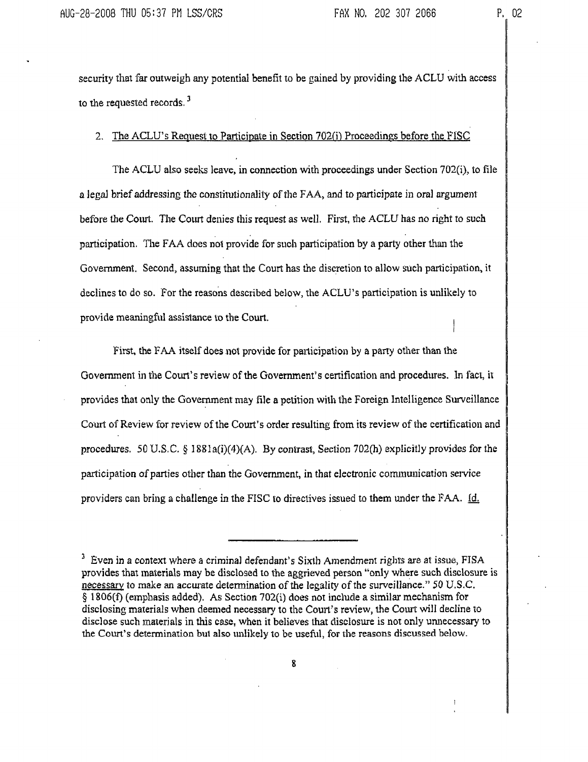security that far outweigh any potential benefit to be gained by providing the ACLU with access to the requested records.[3]

2. <u>The ACLU's Request to Participate in Section 702(i) Proceedings before the FISC</u>

The ACLU also seeks leave, in connection with proceedings under Section 702(i), to file a legal brief addressing the constitutionality of the FAA, and to participate in oral argument before the Court. The Court denies this request as well. First, the ACLU has no right to such participation. The FAA does not provide for such participation by a party other than the Government. Second, assuming that the Court has the discretion to allow such participation, it declines to do so. For the reasons described below, the ACLU's participation is unlikely to provide meaningful assistance to the Court.

First, the FAA itself does not provide for participation by a party other than the Government in the Court's review of the Government's certification and procedures. In fact, it provides that only the Government may file a petition with the Foreign Intelligence Surveillance Court of Review for review of the Court's order resulting from its review of the certification and procedures. 50 U.S.C. § 1881a(i)(4)(A). By contrast, Section 702(h) explicitly provides for the participation of parties other than the Government, in that electronic communication service providers can bring a challenge in the FISC to directives issued to them under the FAA. <u>Id.</u>

---

[3] Even in a context where a criminal defendant's Sixth Amendment rights are at issue, FISA provides that materials may be disclosed to the aggrieved person "only where such disclosure is <u>necessary</u> to make an accurate determination of the legality of the surveillance." 50 U.S.C. § 1806(f) (emphasis added). As Section 702(i) does not include a similar mechanism for disclosing materials when deemed necessary to the Court's review, the Court will decline to disclose such materials in this case, when it believes that disclosure is not only unnecessary to the Court's determination but also unlikely to be useful, for the reasons discussed below.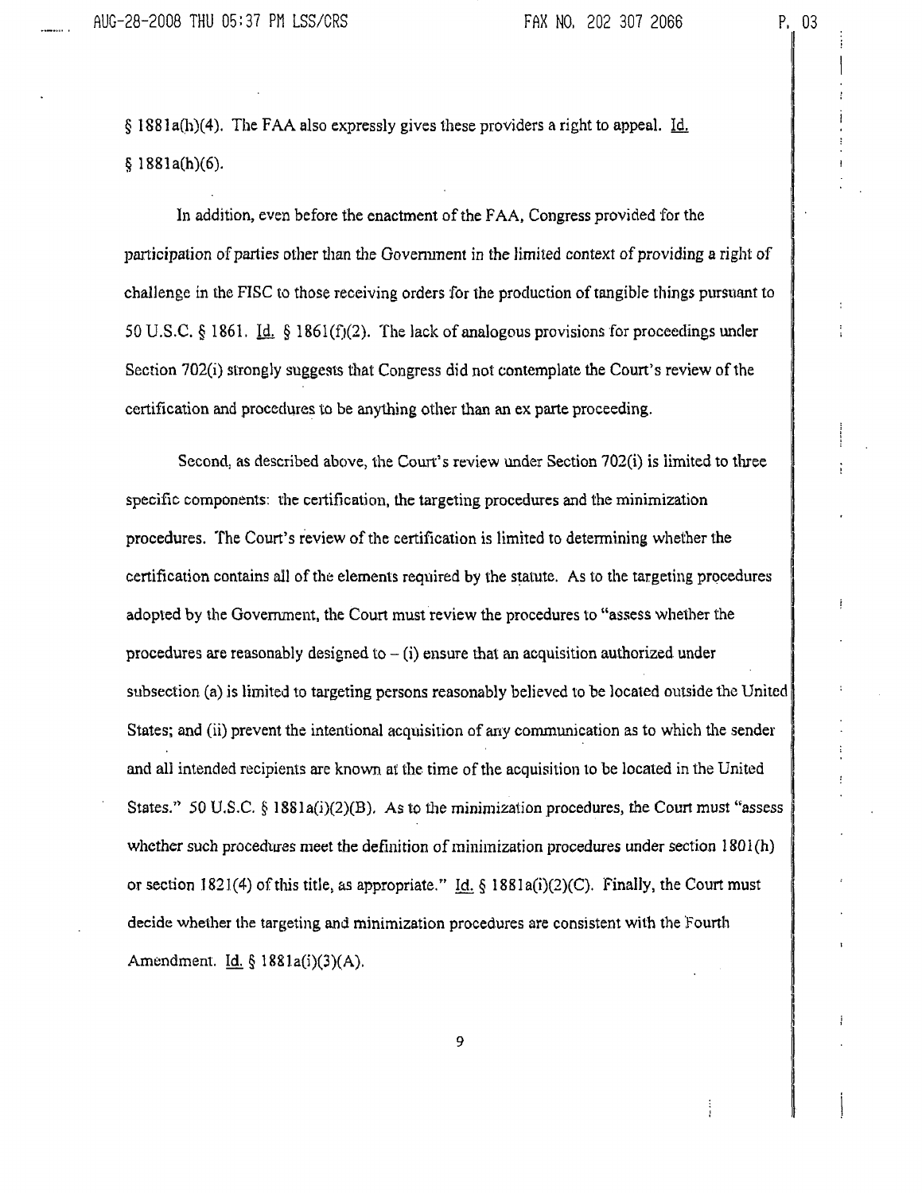§ 1881a(h)(4). The FAA also expressly gives these providers a right to appeal. Id. § 1881a(h)(6).

In addition, even before the enactment of the FAA, Congress provided for the participation of parties other than the Government in the limited context of providing a right of challenge in the FISC to those receiving orders for the production of tangible things pursuant to 50 U.S.C. § 1861. Id. § 1861(f)(2). The lack of analogous provisions for proceedings under Section 702(i) strongly suggests that Congress did not contemplate the Court's review of the certification and procedures to be anything other than an ex parte proceeding.

Second, as described above, the Court's review under Section 702(i) is limited to three specific components: the certification, the targeting procedures and the minimization procedures. The Court's review of the certification is limited to determining whether the certification contains all of the elements required by the statute. As to the targeting procedures adopted by the Government, the Court must review the procedures to "assess whether the procedures are reasonably designed to – (i) ensure that an acquisition authorized under subsection (a) is limited to targeting persons reasonably believed to be located outside the United States; and (ii) prevent the intentional acquisition of any communication as to which the sender and all intended recipients are known at the time of the acquisition to be located in the United States." 50 U.S.C. § 1881a(i)(2)(B). As to the minimization procedures, the Court must "assess whether such procedures meet the definition of minimization procedures under section 1801(h) or section 1821(4) of this title, as appropriate." Id. § 1881a(i)(2)(C). Finally, the Court must decide whether the targeting and minimization procedures are consistent with the Fourth Amendment. Id. § 1881a(i)(3)(A).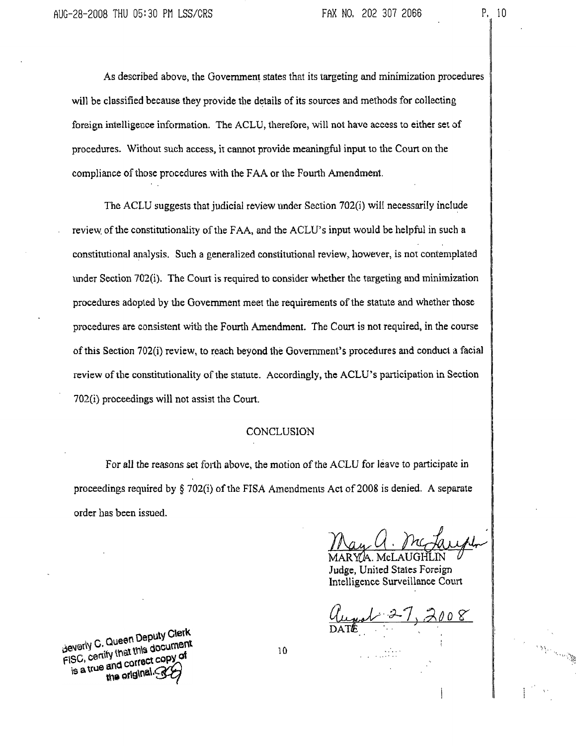As described above, the Government states that its targeting and minimization procedures will be classified because they provide the details of its sources and methods for collecting foreign intelligence information. The ACLU, therefore, will not have access to either set of procedures. Without such access, it cannot provide meaningful input to the Court on the compliance of those procedures with the FAA or the Fourth Amendment.

The ACLU suggests that judicial review under Section 702(i) will necessarily include review of the constitutionality of the FAA, and the ACLU's input would be helpful in such a constitutional analysis. Such a generalized constitutional review, however, is not contemplated under Section 702(i). The Court is required to consider whether the targeting and minimization procedures adopted by the Government meet the requirements of the statute and whether those procedures are consistent with the Fourth Amendment. The Court is not required, in the course of this Section 702(i) review, to reach beyond the Government's procedures and conduct a facial review of the constitutionality of the statute. Accordingly, the ACLU's participation in Section 702(i) proceedings will not assist the Court.

## CONCLUSION

For all the reasons set forth above, the motion of the ACLU for leave to participate in proceedings required by § 702(i) of the FISA Amendments Act of 2008 is denied. A separate order has been issued.

Mary A. McLaughlin

MARY A. McLAUGHLIN
Judge, United States Foreign Intelligence Surveillance Court

August 27, 2008
DATE

Beverly C. Queen Deputy Clerk FISC, certify that this document is a true and correct copy of the original.